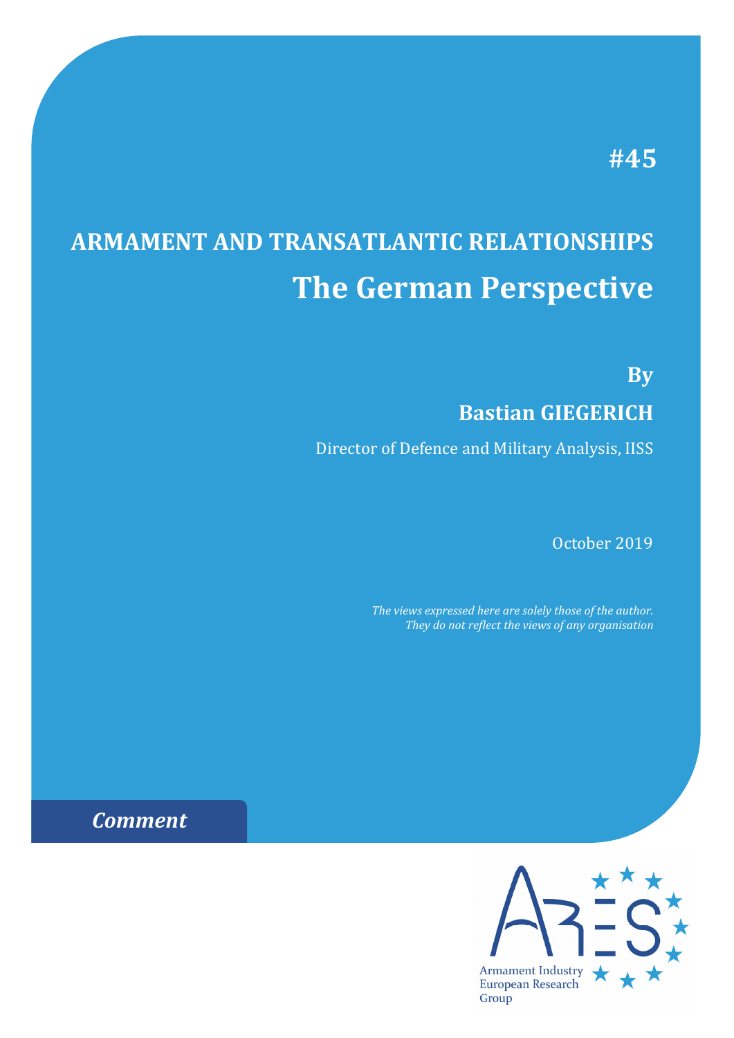#45

# ARMAMENT AND TRANSATLANTIC RELATIONSHIPS

## The German Perspective

**By**

**Bastian GIEGERICH**

Director of Defence and Military Analysis, IISS

October 2019

*The views expressed here are solely those of the author. They do not reflect the views of any organisation*

***Comment***

Armament Industry European Research Group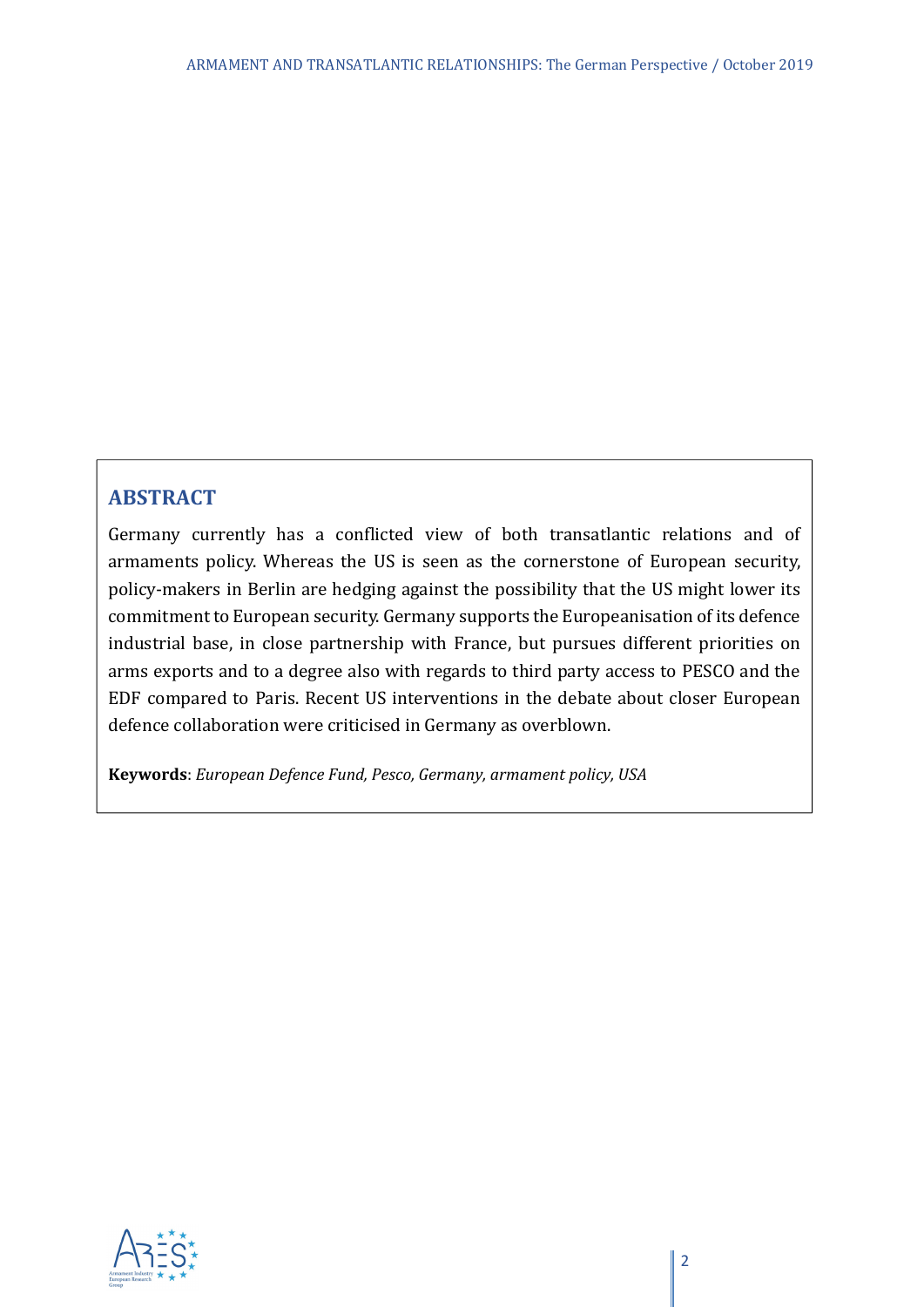## ABSTRACT

Germany currently has a conflicted view of both transatlantic relations and of armaments policy. Whereas the US is seen as the cornerstone of European security, policy-makers in Berlin are hedging against the possibility that the US might lower its commitment to European security. Germany supports the Europeanisation of its defence industrial base, in close partnership with France, but pursues different priorities on arms exports and to a degree also with regards to third party access to PESCO and the EDF compared to Paris. Recent US interventions in the debate about closer European defence collaboration were criticised in Germany as overblown.

**Keywords**: *European Defence Fund, Pesco, Germany, armament policy, USA*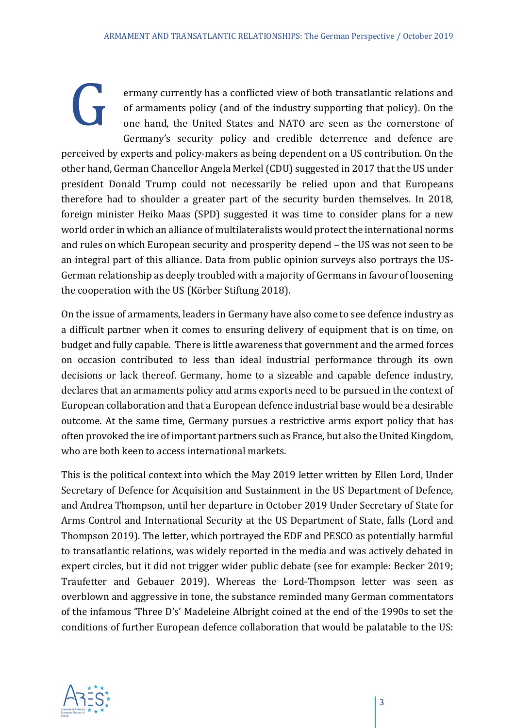Germany currently has a conflicted view of both transatlantic relations and of armaments policy (and of the industry supporting that policy). On the one hand, the United States and NATO are seen as the cornerstone of Germany's security policy and credible deterrence and defence are perceived by experts and policy-makers as being dependent on a US contribution. On the other hand, German Chancellor Angela Merkel (CDU) suggested in 2017 that the US under president Donald Trump could not necessarily be relied upon and that Europeans therefore had to shoulder a greater part of the security burden themselves. In 2018, foreign minister Heiko Maas (SPD) suggested it was time to consider plans for a new world order in which an alliance of multilateralists would protect the international norms and rules on which European security and prosperity depend – the US was not seen to be an integral part of this alliance. Data from public opinion surveys also portrays the US-German relationship as deeply troubled with a majority of Germans in favour of loosening the cooperation with the US (Körber Stiftung 2018).

On the issue of armaments, leaders in Germany have also come to see defence industry as a difficult partner when it comes to ensuring delivery of equipment that is on time, on budget and fully capable. There is little awareness that government and the armed forces on occasion contributed to less than ideal industrial performance through its own decisions or lack thereof. Germany, home to a sizeable and capable defence industry, declares that an armaments policy and arms exports need to be pursued in the context of European collaboration and that a European defence industrial base would be a desirable outcome. At the same time, Germany pursues a restrictive arms export policy that has often provoked the ire of important partners such as France, but also the United Kingdom, who are both keen to access international markets.

This is the political context into which the May 2019 letter written by Ellen Lord, Under Secretary of Defence for Acquisition and Sustainment in the US Department of Defence, and Andrea Thompson, until her departure in October 2019 Under Secretary of State for Arms Control and International Security at the US Department of State, falls (Lord and Thompson 2019). The letter, which portrayed the EDF and PESCO as potentially harmful to transatlantic relations, was widely reported in the media and was actively debated in expert circles, but it did not trigger wider public debate (see for example: Becker 2019; Traufetter and Gebauer 2019). Whereas the Lord-Thompson letter was seen as overblown and aggressive in tone, the substance reminded many German commentators of the infamous 'Three D's' Madeleine Albright coined at the end of the 1990s to set the conditions of further European defence collaboration that would be palatable to the US: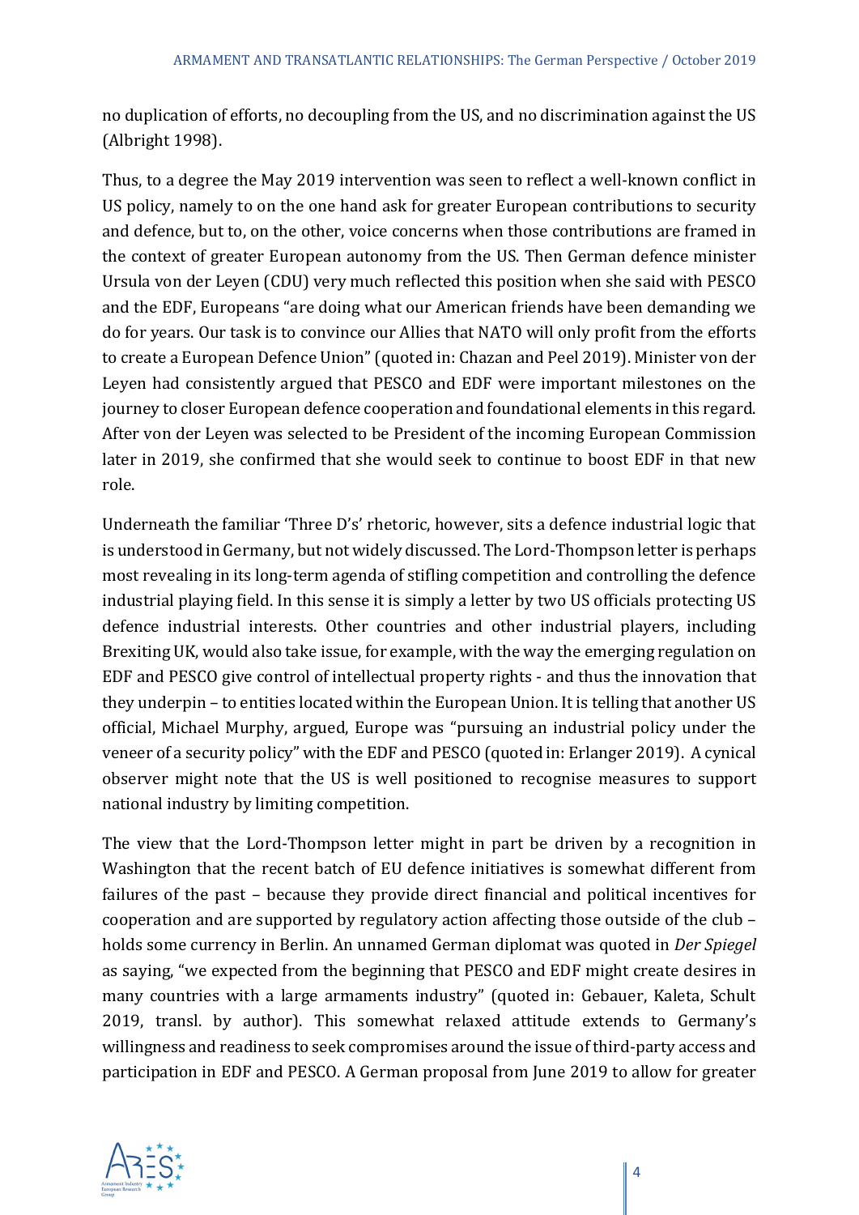no duplication of efforts, no decoupling from the US, and no discrimination against the US (Albright 1998).

Thus, to a degree the May 2019 intervention was seen to reflect a well-known conflict in US policy, namely to on the one hand ask for greater European contributions to security and defence, but to, on the other, voice concerns when those contributions are framed in the context of greater European autonomy from the US. Then German defence minister Ursula von der Leyen (CDU) very much reflected this position when she said with PESCO and the EDF, Europeans "are doing what our American friends have been demanding we do for years. Our task is to convince our Allies that NATO will only profit from the efforts to create a European Defence Union" (quoted in: Chazan and Peel 2019). Minister von der Leyen had consistently argued that PESCO and EDF were important milestones on the journey to closer European defence cooperation and foundational elements in this regard. After von der Leyen was selected to be President of the incoming European Commission later in 2019, she confirmed that she would seek to continue to boost EDF in that new role.

Underneath the familiar 'Three D's' rhetoric, however, sits a defence industrial logic that is understood in Germany, but not widely discussed. The Lord-Thompson letter is perhaps most revealing in its long-term agenda of stifling competition and controlling the defence industrial playing field. In this sense it is simply a letter by two US officials protecting US defence industrial interests. Other countries and other industrial players, including Brexiting UK, would also take issue, for example, with the way the emerging regulation on EDF and PESCO give control of intellectual property rights - and thus the innovation that they underpin – to entities located within the European Union. It is telling that another US official, Michael Murphy, argued, Europe was "pursuing an industrial policy under the veneer of a security policy" with the EDF and PESCO (quoted in: Erlanger 2019). A cynical observer might note that the US is well positioned to recognise measures to support national industry by limiting competition.

The view that the Lord-Thompson letter might in part be driven by a recognition in Washington that the recent batch of EU defence initiatives is somewhat different from failures of the past – because they provide direct financial and political incentives for cooperation and are supported by regulatory action affecting those outside of the club – holds some currency in Berlin. An unnamed German diplomat was quoted in *Der Spiegel* as saying, "we expected from the beginning that PESCO and EDF might create desires in many countries with a large armaments industry" (quoted in: Gebauer, Kaleta, Schult 2019, transl. by author). This somewhat relaxed attitude extends to Germany's willingness and readiness to seek compromises around the issue of third-party access and participation in EDF and PESCO. A German proposal from June 2019 to allow for greater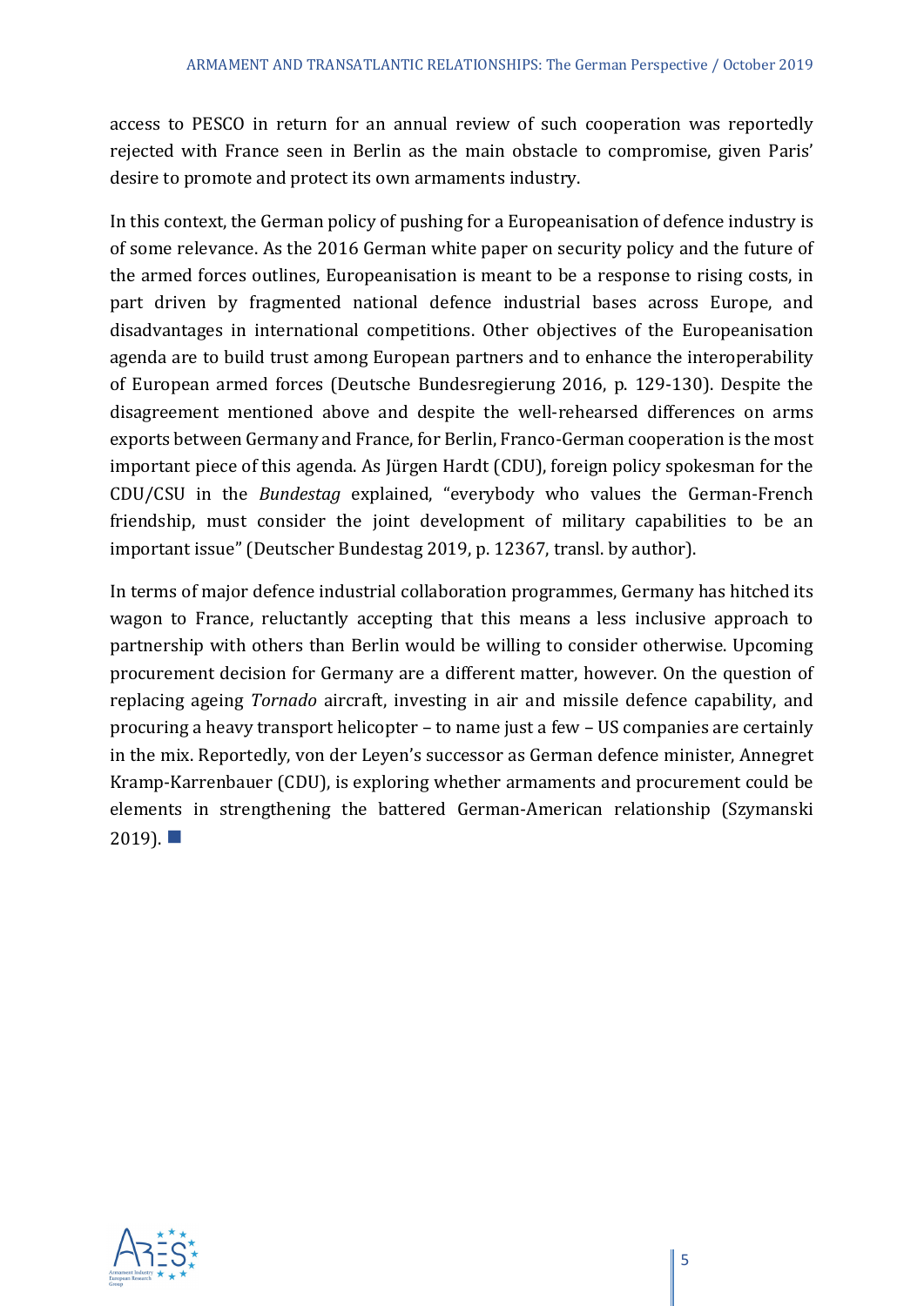access to PESCO in return for an annual review of such cooperation was reportedly rejected with France seen in Berlin as the main obstacle to compromise, given Paris' desire to promote and protect its own armaments industry.

In this context, the German policy of pushing for a Europeanisation of defence industry is of some relevance. As the 2016 German white paper on security policy and the future of the armed forces outlines, Europeanisation is meant to be a response to rising costs, in part driven by fragmented national defence industrial bases across Europe, and disadvantages in international competitions. Other objectives of the Europeanisation agenda are to build trust among European partners and to enhance the interoperability of European armed forces (Deutsche Bundesregierung 2016, p. 129-130). Despite the disagreement mentioned above and despite the well-rehearsed differences on arms exports between Germany and France, for Berlin, Franco-German cooperation is the most important piece of this agenda. As Jürgen Hardt (CDU), foreign policy spokesman for the CDU/CSU in the *Bundestag* explained, "everybody who values the German-French friendship, must consider the joint development of military capabilities to be an important issue" (Deutscher Bundestag 2019, p. 12367, transl. by author).

In terms of major defence industrial collaboration programmes, Germany has hitched its wagon to France, reluctantly accepting that this means a less inclusive approach to partnership with others than Berlin would be willing to consider otherwise. Upcoming procurement decision for Germany are a different matter, however. On the question of replacing ageing *Tornado* aircraft, investing in air and missile defence capability, and procuring a heavy transport helicopter – to name just a few – US companies are certainly in the mix. Reportedly, von der Leyen's successor as German defence minister, Annegret Kramp-Karrenbauer (CDU), is exploring whether armaments and procurement could be elements in strengthening the battered German-American relationship (Szymanski 2019). ■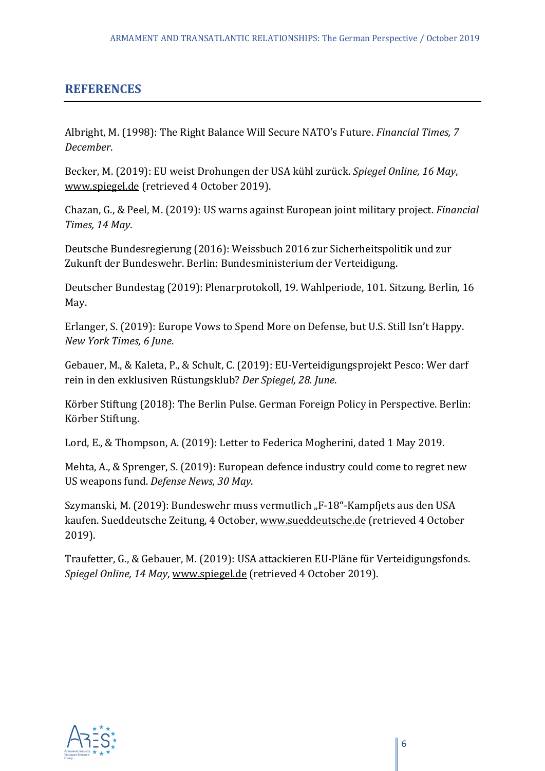## REFERENCES

Albright, M. (1998): The Right Balance Will Secure NATO's Future. *Financial Times, 7 December*.

Becker, M. (2019): EU weist Drohungen der USA kühl zurück. *Spiegel Online, 16 May*, www.spiegel.de (retrieved 4 October 2019).

Chazan, G., & Peel, M. (2019): US warns against European joint military project. *Financial Times, 14 May*.

Deutsche Bundesregierung (2016): Weissbuch 2016 zur Sicherheitspolitik und zur Zukunft der Bundeswehr. Berlin: Bundesministerium der Verteidigung.

Deutscher Bundestag (2019): Plenarprotokoll, 19. Wahlperiode, 101. Sitzung. Berlin, 16 May.

Erlanger, S. (2019): Europe Vows to Spend More on Defense, but U.S. Still Isn't Happy. *New York Times, 6 June*.

Gebauer, M., & Kaleta, P., & Schult, C. (2019): EU-Verteidigungsprojekt Pesco: Wer darf rein in den exklusiven Rüstungsklub? *Der Spiegel, 28. June*.

Körber Stiftung (2018): The Berlin Pulse. German Foreign Policy in Perspective. Berlin: Körber Stiftung.

Lord, E., & Thompson, A. (2019): Letter to Federica Mogherini, dated 1 May 2019.

Mehta, A., & Sprenger, S. (2019): European defence industry could come to regret new US weapons fund. *Defense News, 30 May*.

Szymanski, M. (2019): Bundeswehr muss vermutlich „F-18"-Kampfjets aus den USA kaufen. Sueddeutsche Zeitung, 4 October, www.sueddeutsche.de (retrieved 4 October 2019).

Traufetter, G., & Gebauer, M. (2019): USA attackieren EU-Pläne für Verteidigungsfonds. *Spiegel Online, 14 May*, www.spiegel.de (retrieved 4 October 2019).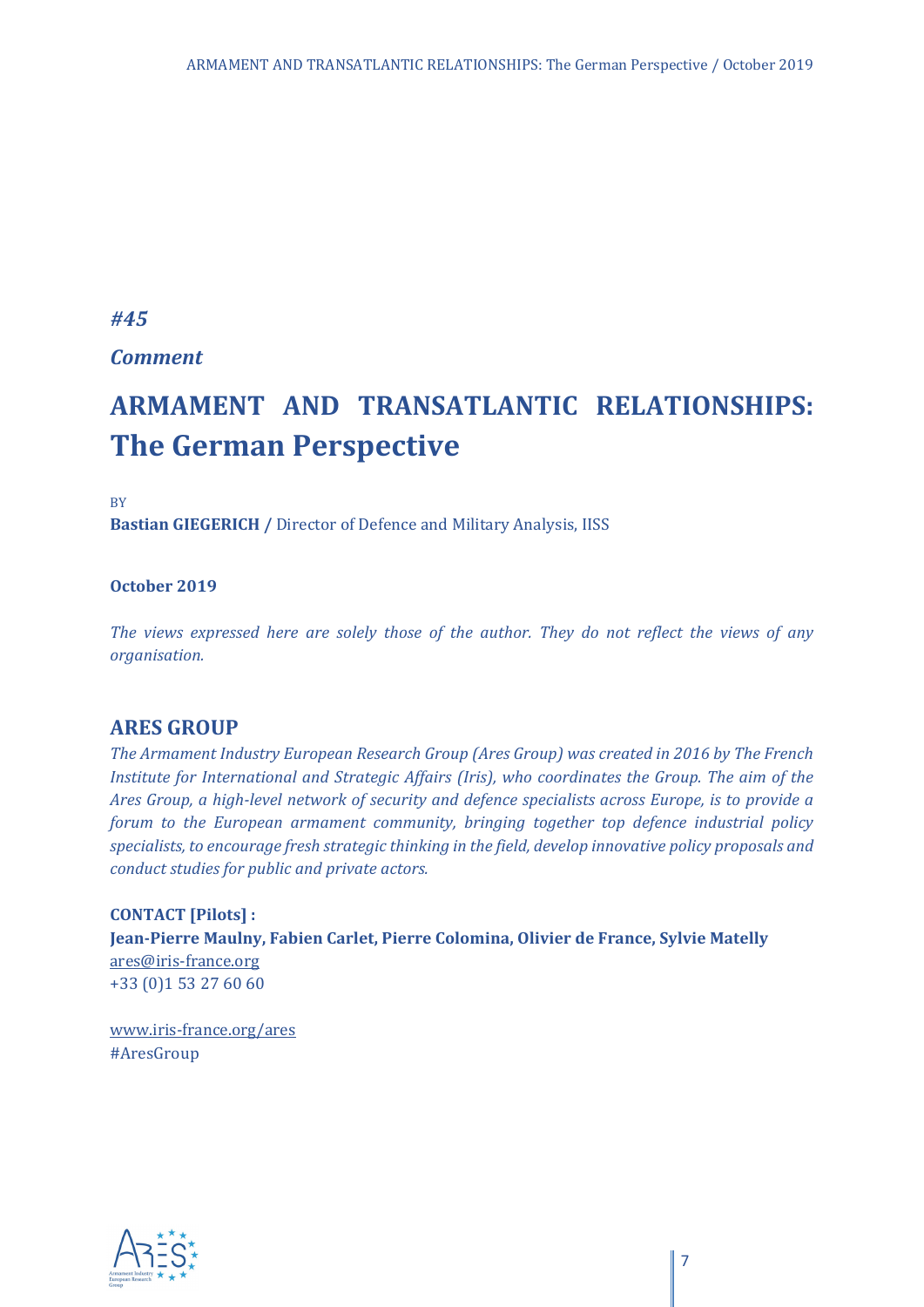*#45*

*Comment*

# ARMAMENT AND TRANSATLANTIC RELATIONSHIPS: The German Perspective

BY

**Bastian GIEGERICH /** Director of Defence and Military Analysis, IISS

**October 2019**

*The views expressed here are solely those of the author. They do not reflect the views of any organisation.*

## ARES GROUP

*The Armament Industry European Research Group (Ares Group) was created in 2016 by The French Institute for International and Strategic Affairs (Iris), who coordinates the Group. The aim of the Ares Group, a high-level network of security and defence specialists across Europe, is to provide a forum to the European armament community, bringing together top defence industrial policy specialists, to encourage fresh strategic thinking in the field, develop innovative policy proposals and conduct studies for public and private actors.*

**CONTACT [Pilots] :**
**Jean-Pierre Maulny, Fabien Carlet, Pierre Colomina, Olivier de France, Sylvie Matelly**
ares@iris-france.org
+33 (0)1 53 27 60 60

www.iris-france.org/ares
#AresGroup